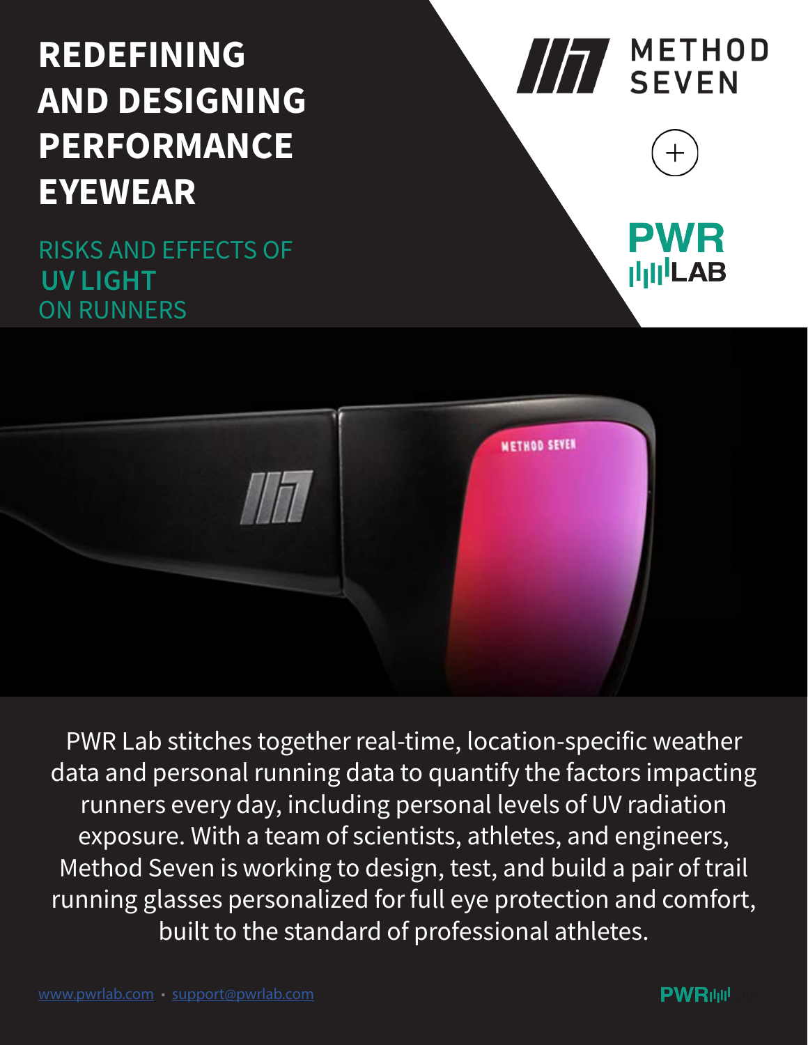# REDEFINING AND DESIGNING PERFORMANCE EYEWEAR

## RISKS AND EFFECTS OF UV LIGHT ON RUNNERS

METHOD SEVEN

+

PWR LAB

PWR Lab stitches together real-time, location-specific weather data and personal running data to quantify the factors impacting runners every day, including personal levels of UV radiation exposure. With a team of scientists, athletes, and engineers, Method Seven is working to design, test, and build a pair of trail running glasses personalized for full eye protection and comfort, built to the standard of professional athletes.

www.pwrlab.com • support@pwrlab.com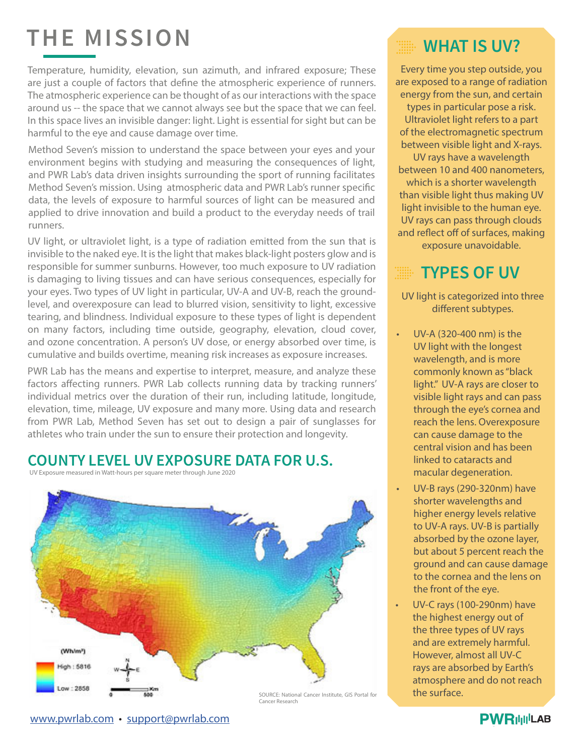# THE MISSION

Temperature, humidity, elevation, sun azimuth, and infrared exposure; These are just a couple of factors that define the atmospheric experience of runners. The atmospheric experience can be thought of as our interactions with the space around us -- the space that we cannot always see but the space that we can feel. In this space lives an invisible danger: light. Light is essential for sight but can be harmful to the eye and cause damage over time.

Method Seven's mission to understand the space between your eyes and your environment begins with studying and measuring the consequences of light, and PWR Lab's data driven insights surrounding the sport of running facilitates Method Seven's mission. Using atmospheric data and PWR Lab's runner specific data, the levels of exposure to harmful sources of light can be measured and applied to drive innovation and build a product to the everyday needs of trail runners.

UV light, or ultraviolet light, is a type of radiation emitted from the sun that is invisible to the naked eye. It is the light that makes black-light posters glow and is responsible for summer sunburns. However, too much exposure to UV radiation is damaging to living tissues and can have serious consequences, especially for your eyes. Two types of UV light in particular, UV-A and UV-B, reach the ground-level, and overexposure can lead to blurred vision, sensitivity to light, excessive tearing, and blindness. Individual exposure to these types of light is dependent on many factors, including time outside, geography, elevation, cloud cover, and ozone concentration. A person's UV dose, or energy absorbed over time, is cumulative and builds overtime, meaning risk increases as exposure increases.

PWR Lab has the means and expertise to interpret, measure, and analyze these factors affecting runners. PWR Lab collects running data by tracking runners' individual metrics over the duration of their run, including latitude, longitude, elevation, time, mileage, UV exposure and many more. Using data and research from PWR Lab, Method Seven has set out to design a pair of sunglasses for athletes who train under the sun to ensure their protection and longevity.

## COUNTY LEVEL UV EXPOSURE DATA FOR U.S.

UV Exposure measured in Watt-hours per square meter through June 2020

(Wh/m²)
High : 5816
Low : 2858

SOURCE: National Cancer Institute, GIS Portal for Cancer Research

## WHAT IS UV?

Every time you step outside, you are exposed to a range of radiation energy from the sun, and certain types in particular pose a risk. Ultraviolet light refers to a part of the electromagnetic spectrum between visible light and X-rays. UV rays have a wavelength between 10 and 400 nanometers, which is a shorter wavelength than visible light thus making UV light invisible to the human eye. UV rays can pass through clouds and reflect off of surfaces, making exposure unavoidable.

## TYPES OF UV

UV light is categorized into three different subtypes.

- UV-A (320-400 nm) is the UV light with the longest wavelength, and is more commonly known as "black light." UV-A rays are closer to visible light rays and can pass through the eye's cornea and reach the lens. Overexposure can cause damage to the central vision and has been linked to cataracts and macular degeneration.
- UV-B rays (290-320nm) have shorter wavelengths and higher energy levels relative to UV-A rays. UV-B is partially absorbed by the ozone layer, but about 5 percent reach the ground and can cause damage to the cornea and the lens on the front of the eye.
- UV-C rays (100-290nm) have the highest energy out of the three types of UV rays and are extremely harmful. However, almost all UV-C rays are absorbed by Earth's atmosphere and do not reach the surface.

www.pwrlab.com • support@pwrlab.com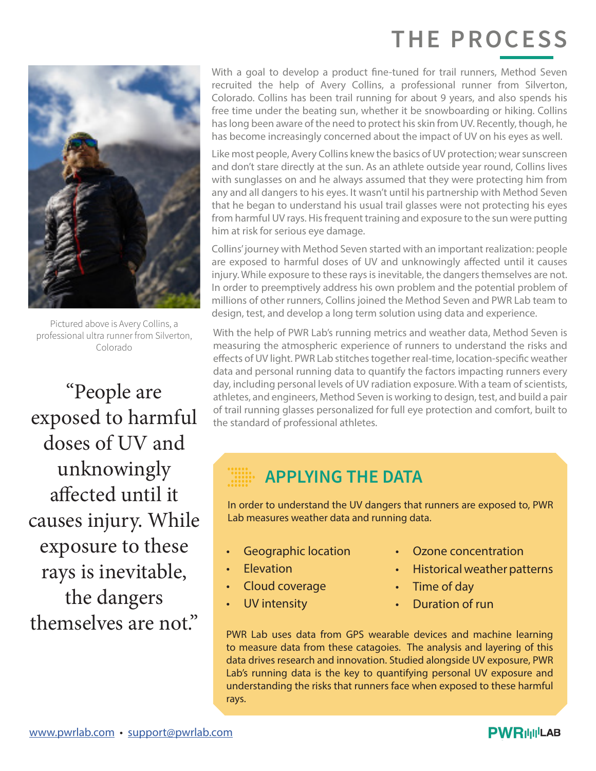# THE PROCESS

With a goal to develop a product fine-tuned for trail runners, Method Seven recruited the help of Avery Collins, a professional runner from Silverton, Colorado. Collins has been trail running for about 9 years, and also spends his free time under the beating sun, whether it be snowboarding or hiking. Collins has long been aware of the need to protect his skin from UV. Recently, though, he has become increasingly concerned about the impact of UV on his eyes as well.

Like most people, Avery Collins knew the basics of UV protection; wear sunscreen and don't stare directly at the sun. As an athlete outside year round, Collins lives with sunglasses on and he always assumed that they were protecting him from any and all dangers to his eyes. It wasn't until his partnership with Method Seven that he began to understand his usual trail glasses were not protecting his eyes from harmful UV rays. His frequent training and exposure to the sun were putting him at risk for serious eye damage.

Collins' journey with Method Seven started with an important realization: people are exposed to harmful doses of UV and unknowingly affected until it causes injury. While exposure to these rays is inevitable, the dangers themselves are not. In order to preemptively address his own problem and the potential problem of millions of other runners, Collins joined the Method Seven and PWR Lab team to design, test, and develop a long term solution using data and experience.

With the help of PWR Lab's running metrics and weather data, Method Seven is measuring the atmospheric experience of runners to understand the risks and effects of UV light. PWR Lab stitches together real-time, location-specific weather data and personal running data to quantify the factors impacting runners every day, including personal levels of UV radiation exposure. With a team of scientists, athletes, and engineers, Method Seven is working to design, test, and build a pair of trail running glasses personalized for full eye protection and comfort, built to the standard of professional athletes.

Pictured above is Avery Collins, a professional ultra runner from Silverton, Colorado

> "People are exposed to harmful doses of UV and unknowingly affected until it causes injury. While exposure to these rays is inevitable, the dangers themselves are not."

## APPLYING THE DATA

In order to understand the UV dangers that runners are exposed to, PWR Lab measures weather data and running data.

- Geographic location
- Elevation
- Cloud coverage
- UV intensity
- Ozone concentration
- Historical weather patterns
- Time of day
- Duration of run

PWR Lab uses data from GPS wearable devices and machine learning to measure data from these catagoies. The analysis and layering of this data drives research and innovation. Studied alongside UV exposure, PWR Lab's running data is the key to quantifying personal UV exposure and understanding the risks that runners face when exposed to these harmful rays.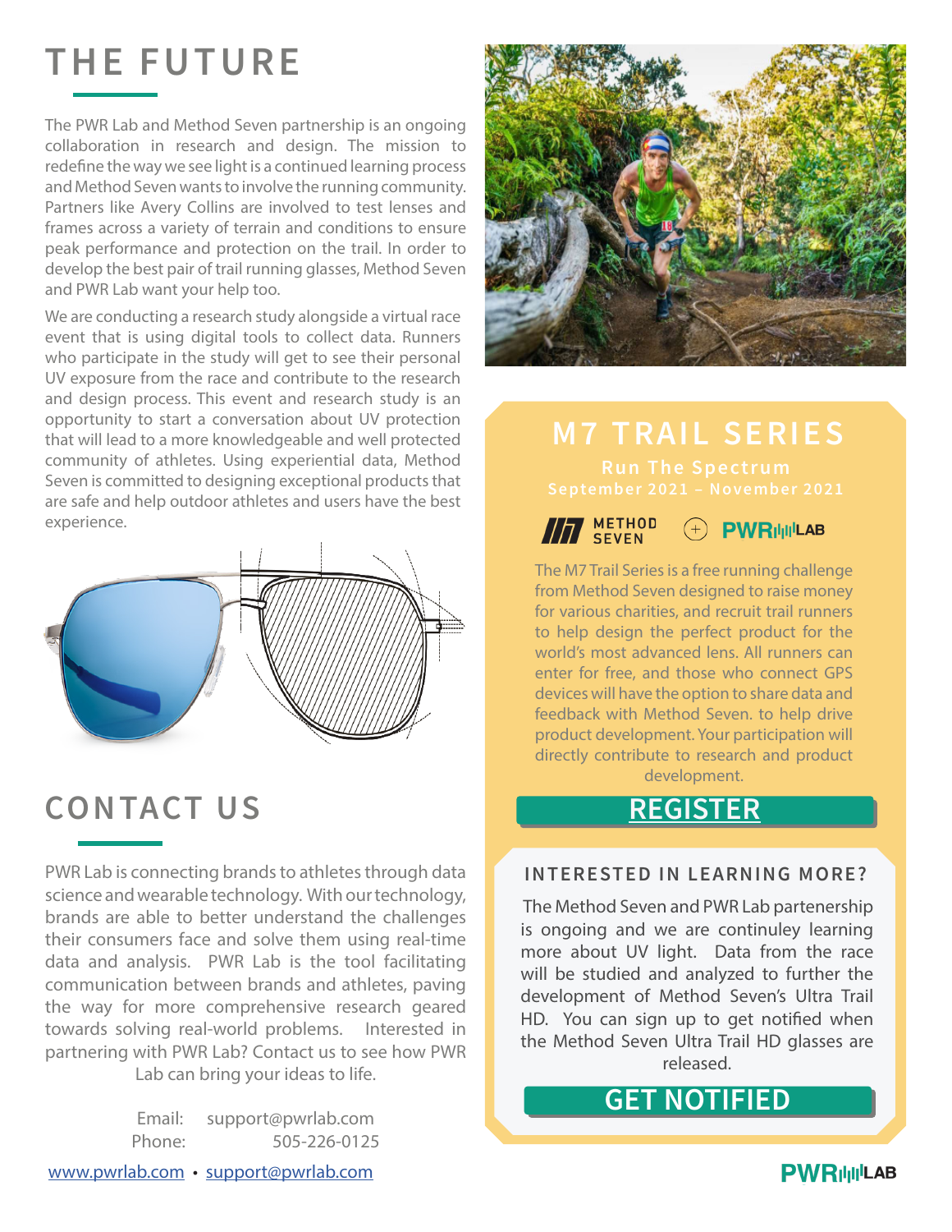# THE FUTURE

The PWR Lab and Method Seven partnership is an ongoing collaboration in research and design. The mission to redefine the way we see light is a continued learning process and Method Seven wants to involve the running community. Partners like Avery Collins are involved to test lenses and frames across a variety of terrain and conditions to ensure peak performance and protection on the trail. In order to develop the best pair of trail running glasses, Method Seven and PWR Lab want your help too.

We are conducting a research study alongside a virtual race event that is using digital tools to collect data. Runners who participate in the study will get to see their personal UV exposure from the race and contribute to the research and design process. This event and research study is an opportunity to start a conversation about UV protection that will lead to a more knowledgeable and well protected community of athletes. Using experiential data, Method Seven is committed to designing exceptional products that are safe and help outdoor athletes and users have the best experience.

# CONTACT US

PWR Lab is connecting brands to athletes through data science and wearable technology. With our technology, brands are able to better understand the challenges their consumers face and solve them using real-time data and analysis. PWR Lab is the tool facilitating communication between brands and athletes, paving the way for more comprehensive research geared towards solving real-world problems. Interested in partnering with PWR Lab? Contact us to see how PWR Lab can bring your ideas to life.

Email: support@pwrlab.com
Phone: 505-226-0125

www.pwrlab.com • support@pwrlab.com

# M7 TRAIL SERIES

## Run The Spectrum

September 2021 – November 2021

METHOD SEVEN ⊕ PWR LAB

The M7 Trail Series is a free running challenge from Method Seven designed to raise money for various charities, and recruit trail runners to help design the perfect product for the world's most advanced lens. All runners can enter for free, and those who connect GPS devices will have the option to share data and feedback with Method Seven. to help drive product development. Your participation will directly contribute to research and product development.

**REGISTER**

## INTERESTED IN LEARNING MORE?

The Method Seven and PWR Lab partenership is ongoing and we are continuley learning more about UV light. Data from the race will be studied and analyzed to further the development of Method Seven's Ultra Trail HD. You can sign up to get notified when the Method Seven Ultra Trail HD glasses are released.

**GET NOTIFIED**